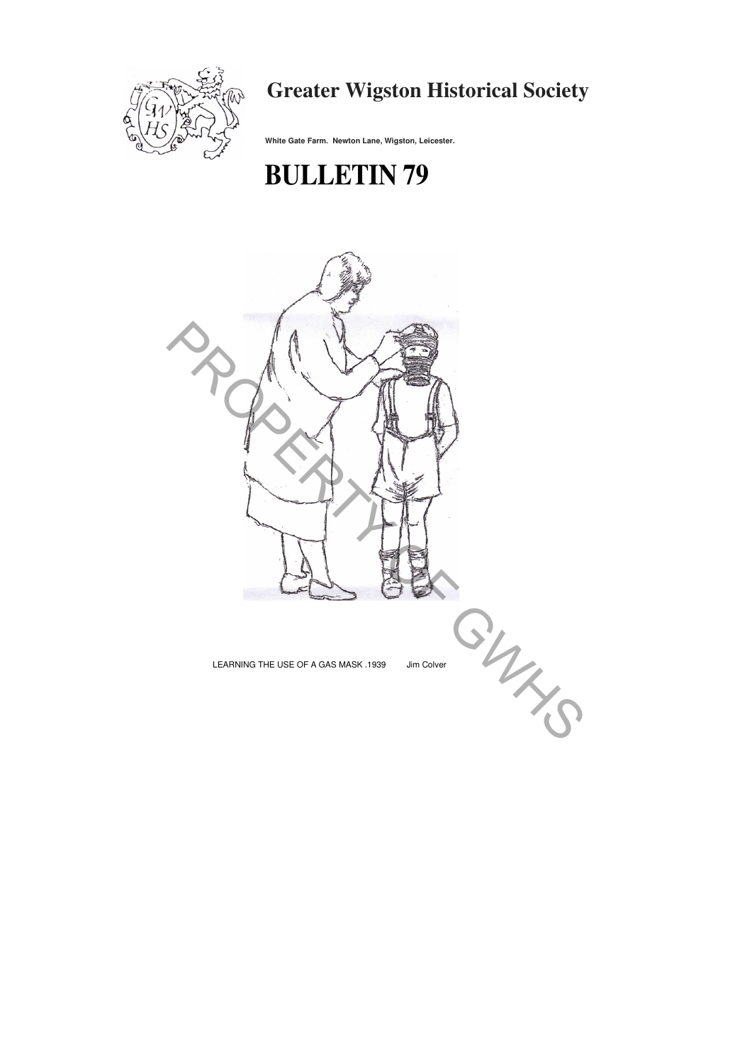# Greater Wigston Historical Society

**White Gate Farm. Newton Lane, Wigston, Leicester.**

# BULLETIN 79

LEARNING THE USE OF A GAS MASK .1939 Jim Colver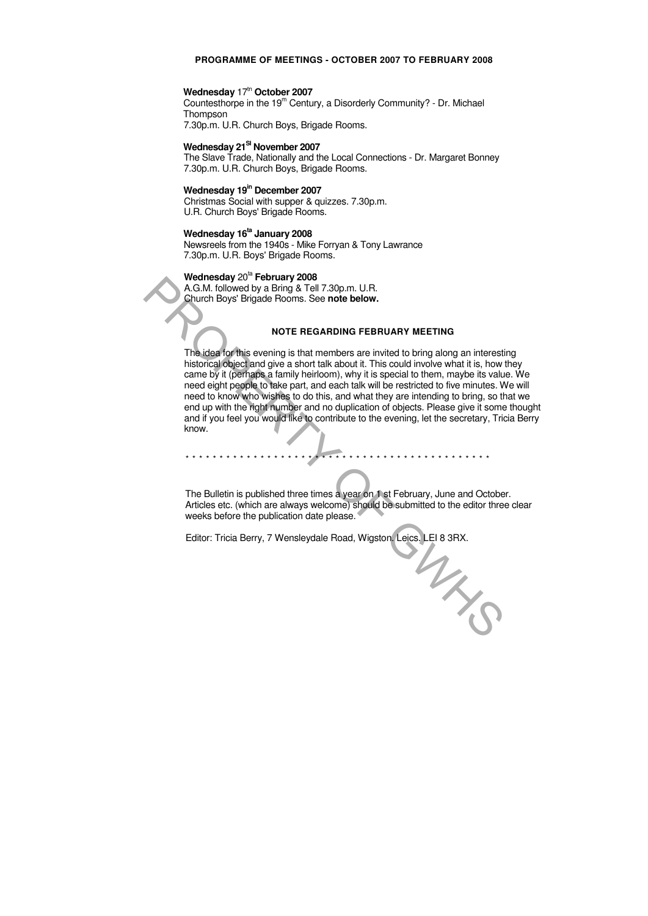## PROGRAMME OF MEETINGS - OCTOBER 2007 TO FEBRUARY 2008

**Wednesday** 17th **October 2007**
Countesthorpe in the 19th Century, a Disorderly Community? - Dr. Michael Thompson
7.30p.m. U.R. Church Boys, Brigade Rooms.

**Wednesday 21st November 2007**
The Slave Trade, Nationally and the Local Connections - Dr. Margaret Bonney
7.30p.m. U.R. Church Boys, Brigade Rooms.

**Wednesday 19th December 2007**
Christmas Social with supper & quizzes. 7.30p.m.
U.R. Church Boys' Brigade Rooms.

**Wednesday 16th January 2008**
Newsreels from the 1940s - Mike Forryan & Tony Lawrance
7.30p.m. U.R. Boys' Brigade Rooms.

**Wednesday** 20th **February 2008**
A.G.M. followed by a Bring & Tell 7.30p.m. U.R.
Church Boys' Brigade Rooms. See **note below.**

### NOTE REGARDING FEBRUARY MEETING

The idea for this evening is that members are invited to bring along an interesting historical object and give a short talk about it. This could involve what it is, how they came by it (perhaps a family heirloom), why it is special to them, maybe its value. We need eight people to take part, and each talk will be restricted to five minutes. We will need to know who wishes to do this, and what they are intending to bring, so that we end up with the right number and no duplication of objects. Please give it some thought and if you feel you would like to contribute to the evening, let the secretary, Tricia Berry know.

\* \* \* \* \* \* \* \* \* \* \* \* \* \* \* \* \* \* \* \* \* \* \* \* \* \* \* \* \* \* \* \* \* \* \* \* \* \* \* \* \* \* \* \* \* \* \*

The Bulletin is published three times a year on 1st February, June and October. Articles etc. (which are always welcome) should be submitted to the editor three clear weeks before the publication date please.

Editor: Tricia Berry, 7 Wensleydale Road, Wigston, Leics. LE18 3RX.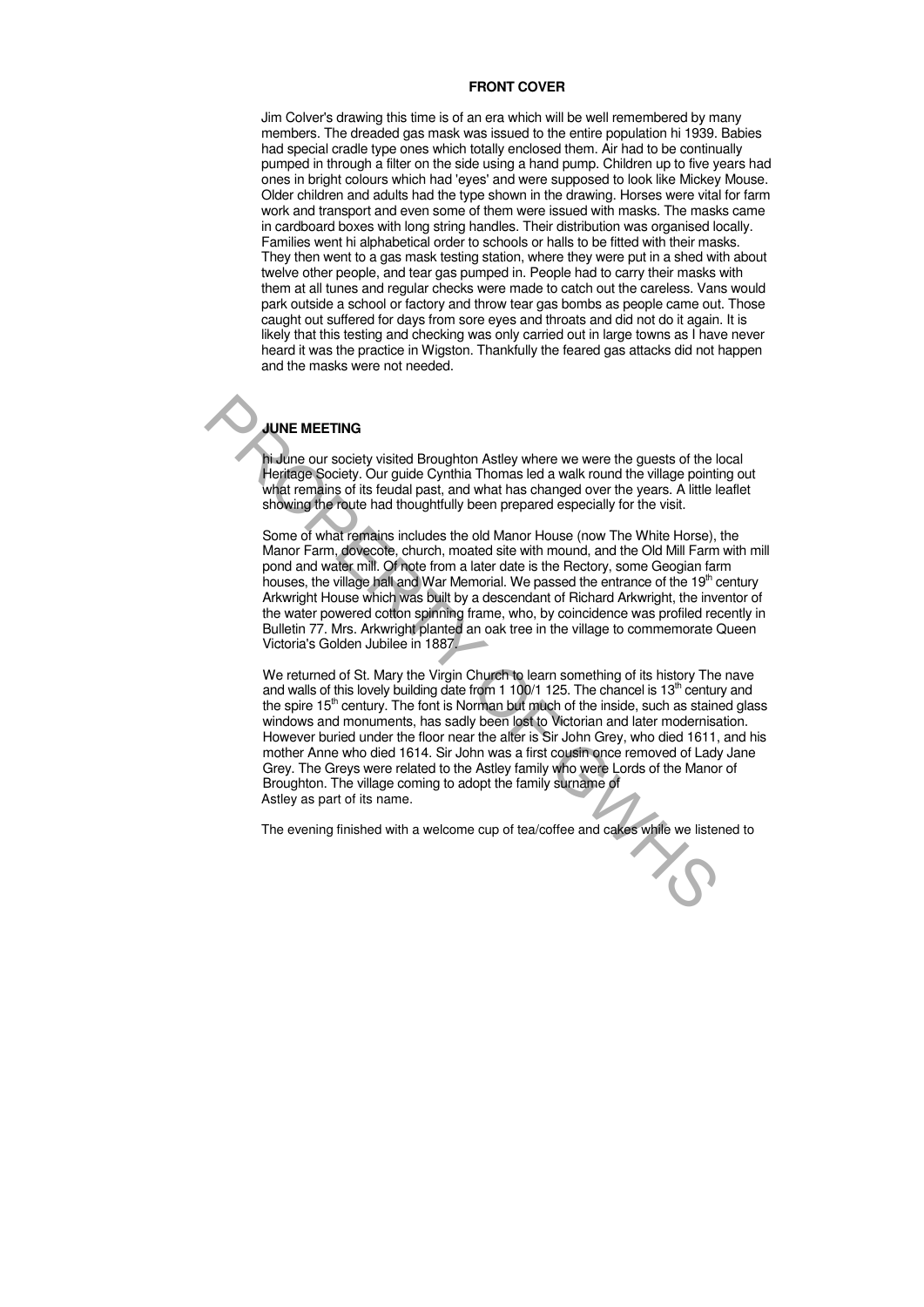## FRONT COVER

Jim Colver's drawing this time is of an era which will be well remembered by many members. The dreaded gas mask was issued to the entire population hi 1939. Babies had special cradle type ones which totally enclosed them. Air had to be continually pumped in through a filter on the side using a hand pump. Children up to five years had ones in bright colours which had 'eyes' and were supposed to look like Mickey Mouse. Older children and adults had the type shown in the drawing. Horses were vital for farm work and transport and even some of them were issued with masks. The masks came in cardboard boxes with long string handles. Their distribution was organised locally. Families went hi alphabetical order to schools or halls to be fitted with their masks. They then went to a gas mask testing station, where they were put in a shed with about twelve other people, and tear gas pumped in. People had to carry their masks with them at all tunes and regular checks were made to catch out the careless. Vans would park outside a school or factory and throw tear gas bombs as people came out. Those caught out suffered for days from sore eyes and throats and did not do it again. It is likely that this testing and checking was only carried out in large towns as I have never heard it was the practice in Wigston. Thankfully the feared gas attacks did not happen and the masks were not needed.

## JUNE MEETING

hi June our society visited Broughton Astley where we were the guests of the local Heritage Society. Our guide Cynthia Thomas led a walk round the village pointing out what remains of its feudal past, and what has changed over the years. A little leaflet showing the route had thoughtfully been prepared especially for the visit.

Some of what remains includes the old Manor House (now The White Horse), the Manor Farm, dovecote, church, moated site with mound, and the Old Mill Farm with mill pond and water mill. Of note from a later date is the Rectory, some Geogian farm houses, the village hall and War Memorial. We passed the entrance of the 19th century Arkwright House which was built by a descendant of Richard Arkwright, the inventor of the water powered cotton spinning frame, who, by coincidence was profiled recently in Bulletin 77. Mrs. Arkwright planted an oak tree in the village to commemorate Queen Victoria's Golden Jubilee in 1887.

We returned of St. Mary the Virgin Church to learn something of its history The nave and walls of this lovely building date from 1 100/1 125. The chancel is 13th century and the spire 15th century. The font is Norman but much of the inside, such as stained glass windows and monuments, has sadly been lost to Victorian and later modernisation. However buried under the floor near the alter is Sir John Grey, who died 1611, and his mother Anne who died 1614. Sir John was a first cousin once removed of Lady Jane Grey. The Greys were related to the Astley family who were Lords of the Manor of Broughton. The village coming to adopt the family surname of Astley as part of its name.

The evening finished with a welcome cup of tea/coffee and cakes while we listened to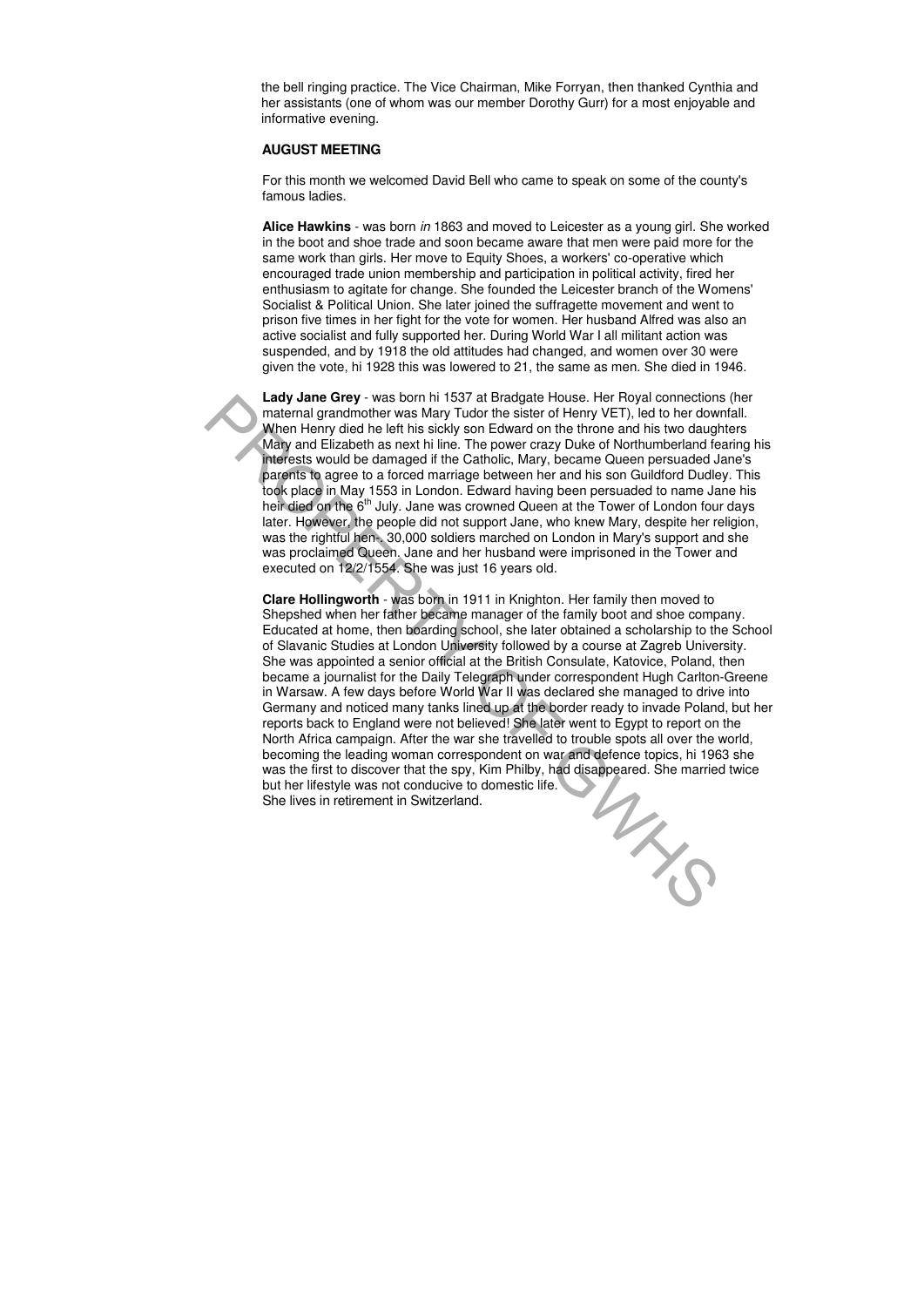the bell ringing practice. The Vice Chairman, Mike Forryan, then thanked Cynthia and her assistants (one of whom was our member Dorothy Gurr) for a most enjoyable and informative evening.

### AUGUST MEETING

For this month we welcomed David Bell who came to speak on some of the county's famous ladies.

**Alice Hawkins** - was born *in* 1863 and moved to Leicester as a young girl. She worked in the boot and shoe trade and soon became aware that men were paid more for the same work than girls. Her move to Equity Shoes, a workers' co-operative which encouraged trade union membership and participation in political activity, fired her enthusiasm to agitate for change. She founded the Leicester branch of the Womens' Socialist & Political Union. She later joined the suffragette movement and went to prison five times in her fight for the vote for women. Her husband Alfred was also an active socialist and fully supported her. During World War I all militant action was suspended, and by 1918 the old attitudes had changed, and women over 30 were given the vote, hi 1928 this was lowered to 21, the same as men. She died in 1946.

**Lady Jane Grey** - was born hi 1537 at Bradgate House. Her Royal connections (her maternal grandmother was Mary Tudor the sister of Henry VET), led to her downfall. When Henry died he left his sickly son Edward on the throne and his two daughters Mary and Elizabeth as next hi line. The power crazy Duke of Northumberland fearing his interests would be damaged if the Catholic, Mary, became Queen persuaded Jane's parents to agree to a forced marriage between her and his son Guildford Dudley. This took place in May 1553 in London. Edward having been persuaded to name Jane his heir died on the 6th July. Jane was crowned Queen at the Tower of London four days later. However, the people did not support Jane, who knew Mary, despite her religion, was the rightful hen-. 30,000 soldiers marched on London in Mary's support and she was proclaimed Queen. Jane and her husband were imprisoned in the Tower and executed on 12/2/1554. She was just 16 years old.

**Clare Hollingworth** - was born in 1911 in Knighton. Her family then moved to Shepshed when her father became manager of the family boot and shoe company. Educated at home, then boarding school, she later obtained a scholarship to the School of Slavanic Studies at London University followed by a course at Zagreb University. She was appointed a senior official at the British Consulate, Katovice, Poland, then became a journalist for the Daily Telegraph under correspondent Hugh Carlton-Greene in Warsaw. A few days before World War II was declared she managed to drive into Germany and noticed many tanks lined up at the border ready to invade Poland, but her reports back to England were not believed! She later went to Egypt to report on the North Africa campaign. After the war she travelled to trouble spots all over the world, becoming the leading woman correspondent on war and defence topics, hi 1963 she was the first to discover that the spy, Kim Philby, had disappeared. She married twice but her lifestyle was not conducive to domestic life.
She lives in retirement in Switzerland.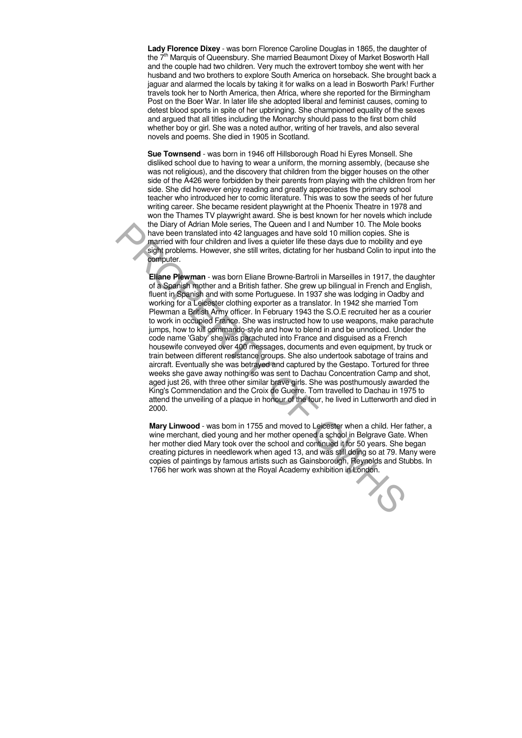**Lady Florence Dixey** - was born Florence Caroline Douglas in 1865, the daughter of the 7th Marquis of Queensbury. She married Beaumont Dixey of Market Bosworth Hall and the couple had two children. Very much the extrovert tomboy she went with her husband and two brothers to explore South America on horseback. She brought back a jaguar and alarmed the locals by taking it for walks on a lead in Bosworth Park! Further travels took her to North America, then Africa, where she reported for the Birmingham Post on the Boer War. In later life she adopted liberal and feminist causes, coming to detest blood sports in spite of her upbringing. She championed equality of the sexes and argued that all titles including the Monarchy should pass to the first born child whether boy or girl. She was a noted author, writing of her travels, and also several novels and poems. She died in 1905 in Scotland.

**Sue Townsend** - was born in 1946 off Hillsborough Road hi Eyres Monsell. She disliked school due to having to wear a uniform, the morning assembly, (because she was not religious), and the discovery that children from the bigger houses on the other side of the A426 were forbidden by their parents from playing with the children from her side. She did however enjoy reading and greatly appreciates the primary school teacher who introduced her to comic literature. This was to sow the seeds of her future writing career. She became resident playwright at the Phoenix Theatre in 1978 and won the Thames TV playwright award. She is best known for her novels which include the Diary of Adrian Mole series, The Queen and I and Number 10. The Mole books have been translated into 42 languages and have sold 10 million copies. She is married with four children and lives a quieter life these days due to mobility and eye sight problems. However, she still writes, dictating for her husband Colin to input into the computer.

**Eliane Plewman** - was born Eliane Browne-Bartroli in Marseilles in 1917, the daughter of a Spanish mother and a British father. She grew up bilingual in French and English, fluent in Spanish and with some Portuguese. In 1937 she was lodging in Oadby and working for a Leicester clothing exporter as a translator. In 1942 she married Tom Plewman a British Army officer. In February 1943 the S.O.E recruited her as a courier to work in occupied France. She was instructed how to use weapons, make parachute jumps, how to kill commando-style and how to blend in and be unnoticed. Under the code name 'Gaby' she was parachuted into France and disguised as a French housewife conveyed over 400 messages, documents and even equipment, by truck or train between different resistance groups. She also undertook sabotage of trains and aircraft. Eventually she was betrayed and captured by the Gestapo. Tortured for three weeks she gave away nothing so was sent to Dachau Concentration Camp and shot, aged just 26, with three other similar brave girls. She was posthumously awarded the King's Commendation and the Croix de Guerre. Tom travelled to Dachau in 1975 to attend the unveiling of a plaque in honour of the four, he lived in Lutterworth and died in 2000.

**Mary Linwood** - was bom in 1755 and moved to Leicester when a child. Her father, a wine merchant, died young and her mother opened a school in Belgrave Gate. When her mother died Mary took over the school and continued it for 50 years. She began creating pictures in needlework when aged 13, and was still doing so at 79. Many were copies of paintings by famous artists such as Gainsborough, Reynolds and Stubbs. In 1766 her work was shown at the Royal Academy exhibition in London.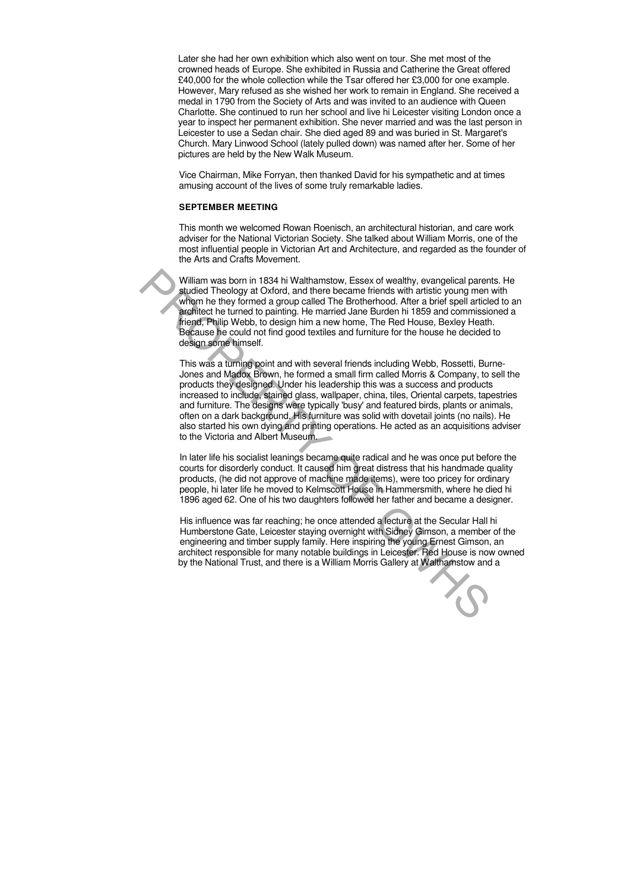Later she had her own exhibition which also went on tour. She met most of the crowned heads of Europe. She exhibited in Russia and Catherine the Great offered £40,000 for the whole collection while the Tsar offered her £3,000 for one example. However, Mary refused as she wished her work to remain in England. She received a medal in 1790 from the Society of Arts and was invited to an audience with Queen Charlotte. She continued to run her school and live hi Leicester visiting London once a year to inspect her permanent exhibition. She never married and was the last person in Leicester to use a Sedan chair. She died aged 89 and was buried in St. Margaret's Church. Mary Linwood School (lately pulled down) was named after her. Some of her pictures are held by the New Walk Museum.

Vice Chairman, Mike Forryan, then thanked David for his sympathetic and at times amusing account of the lives of some truly remarkable ladies.

**SEPTEMBER MEETING**

This month we welcomed Rowan Roenisch, an architectural historian, and care work adviser for the National Victorian Society. She talked about William Morris, one of the most influential people in Victorian Art and Architecture, and regarded as the founder of the Arts and Crafts Movement.

William was born in 1834 hi Walthamstow, Essex of wealthy, evangelical parents. He studied Theology at Oxford, and there became friends with artistic young men with whom he they formed a group called The Brotherhood. After a brief spell articled to an architect he turned to painting. He married Jane Burden hi 1859 and commissioned a friend, Philip Webb, to design him a new home, The Red House, Bexley Heath. Because he could not find good textiles and furniture for the house he decided to design some himself.

This was a turning point and with several friends including Webb, Rossetti, Burne-Jones and Madox Brown, he formed a small firm called Morris & Company, to sell the products they designed. Under his leadership this was a success and products increased to include, stained glass, wallpaper, china, tiles, Oriental carpets, tapestries and furniture. The designs were typically 'busy' and featured birds, plants or animals, often on a dark background. His furniture was solid with dovetail joints (no nails). He also started his own dying and printing operations. He acted as an acquisitions adviser to the Victoria and Albert Museum.

In later life his socialist leanings became quite radical and he was once put before the courts for disorderly conduct. It caused him great distress that his handmade quality products, (he did not approve of machine made items), were too pricey for ordinary people, hi later life he moved to Kelmscott House in Hammersmith, where he died hi 1896 aged 62. One of his two daughters followed her father and became a designer.

His influence was far reaching; he once attended a lecture at the Secular Hall hi Humberstone Gate, Leicester staying overnight with Sidney Gimson, a member of the engineering and timber supply family. Here inspiring the young Ernest Gimson, an architect responsible for many notable buildings in Leicester. Red House is now owned by the National Trust, and there is a William Morris Gallery at Walthamstow and a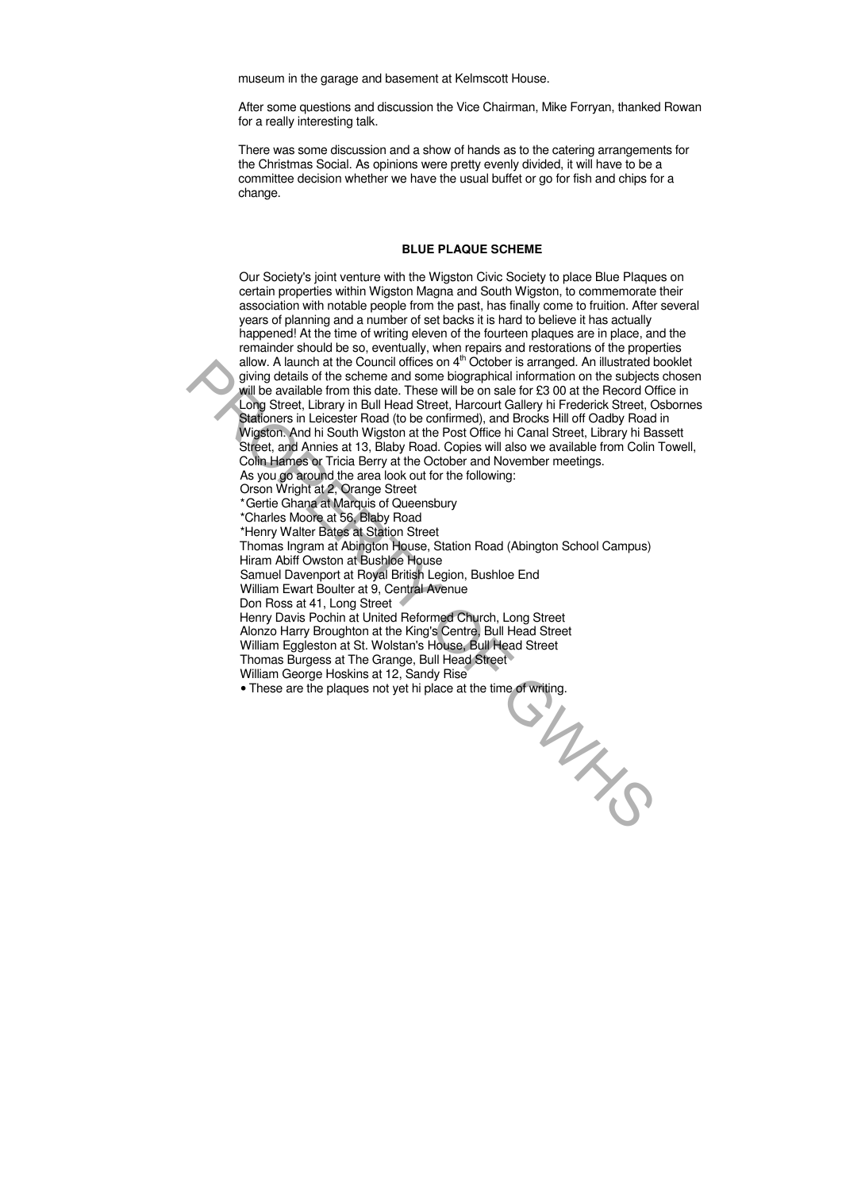museum in the garage and basement at Kelmscott House.

After some questions and discussion the Vice Chairman, Mike Forryan, thanked Rowan for a really interesting talk.

There was some discussion and a show of hands as to the catering arrangements for the Christmas Social. As opinions were pretty evenly divided, it will have to be a committee decision whether we have the usual buffet or go for fish and chips for a change.

### BLUE PLAQUE SCHEME

Our Society's joint venture with the Wigston Civic Society to place Blue Plaques on certain properties within Wigston Magna and South Wigston, to commemorate their association with notable people from the past, has finally come to fruition. After several years of planning and a number of set backs it is hard to believe it has actually happened! At the time of writing eleven of the fourteen plaques are in place, and the remainder should be so, eventually, when repairs and restorations of the properties allow. A launch at the Council offices on 4th October is arranged. An illustrated booklet giving details of the scheme and some biographical information on the subjects chosen will be available from this date. These will be on sale for £3 00 at the Record Office in Long Street, Library in Bull Head Street, Harcourt Gallery hi Frederick Street, Osbornes Stationers in Leicester Road (to be confirmed), and Brocks Hill off Oadby Road in Wigston. And hi South Wigston at the Post Office hi Canal Street, Library hi Bassett Street, and Annies at 13, Blaby Road. Copies will also we available from Colin Towell, Colin Hames or Tricia Berry at the October and November meetings.

As you go around the area look out for the following:

Orson Wright at 2, Orange Street
*Gertie Ghana at Marquis of Queensbury
*Charles Moore at 56, Blaby Road
*Henry Walter Bates at Station Street
Thomas Ingram at Abington House, Station Road (Abington School Campus)
Hiram Abiff Owston at Bushloe House
Samuel Davenport at Royal British Legion, Bushloe End
William Ewart Boulter at 9, Central Avenue
Don Ross at 41, Long Street
Henry Davis Pochin at United Reformed Church, Long Street
Alonzo Harry Broughton at the King's Centre, Bull Head Street
William Eggleston at St. Wolstan's House, Bull Head Street
Thomas Burgess at The Grange, Bull Head Street
William George Hoskins at 12, Sandy Rise

• These are the plaques not yet hi place at the time of writing.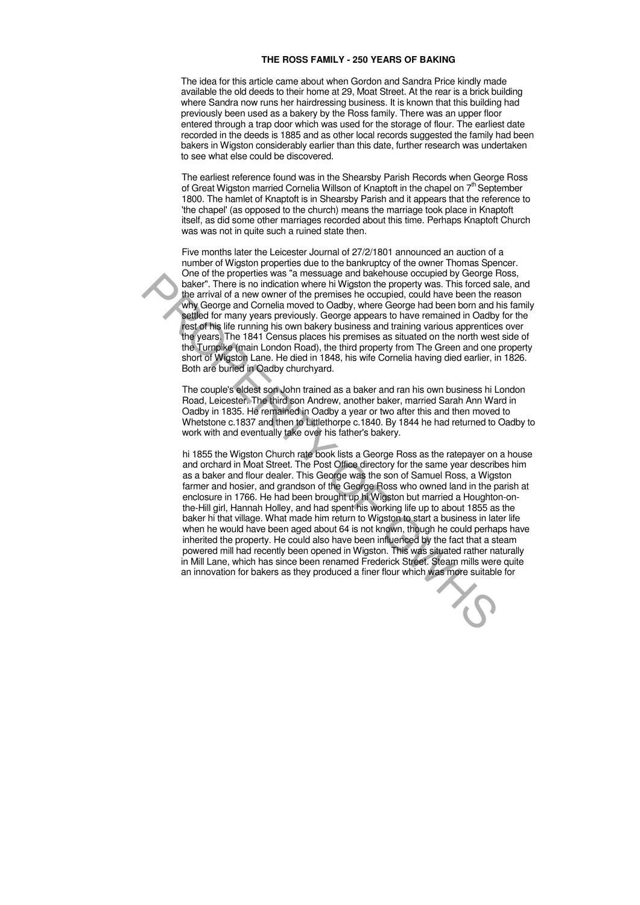# THE ROSS FAMILY - 250 YEARS OF BAKING

The idea for this article came about when Gordon and Sandra Price kindly made available the old deeds to their home at 29, Moat Street. At the rear is a brick building where Sandra now runs her hairdressing business. It is known that this building had previously been used as a bakery by the Ross family. There was an upper floor entered through a trap door which was used for the storage of flour. The earliest date recorded in the deeds is 1885 and as other local records suggested the family had been bakers in Wigston considerably earlier than this date, further research was undertaken to see what else could be discovered.

The earliest reference found was in the Shearsby Parish Records when George Ross of Great Wigston married Cornelia Willson of Knaptoft in the chapel on 7th September 1800. The hamlet of Knaptoft is in Shearsby Parish and it appears that the reference to 'the chapel' (as opposed to the church) means the marriage took place in Knaptoft itself, as did some other marriages recorded about this time. Perhaps Knaptoft Church was was not in quite such a ruined state then.

Five months later the Leicester Journal of 27/2/1801 announced an auction of a number of Wigston properties due to the bankruptcy of the owner Thomas Spencer. One of the properties was "a messuage and bakehouse occupied by George Ross, baker". There is no indication where hi Wigston the property was. This forced sale, and the arrival of a new owner of the premises he occupied, could have been the reason why George and Cornelia moved to Oadby, where George had been born and his family settled for many years previously. George appears to have remained in Oadby for the rest of his life running his own bakery business and training various apprentices over the years. The 1841 Census places his premises as situated on the north west side of the Turnpike (main London Road), the third property from The Green and one property short of Wigston Lane. He died in 1848, his wife Cornelia having died earlier, in 1826. Both are buried in Oadby churchyard.

The couple's eldest son John trained as a baker and ran his own business hi London Road, Leicester. The third son Andrew, another baker, married Sarah Ann Ward in Oadby in 1835. He remained in Oadby a year or two after this and then moved to Whetstone c.1837 and then to Littlethorpe c.1840. By 1844 he had returned to Oadby to work with and eventually take over his father's bakery.

hi 1855 the Wigston Church rate book lists a George Ross as the ratepayer on a house and orchard in Moat Street. The Post Office directory for the same year describes him as a baker and flour dealer. This George was the son of Samuel Ross, a Wigston farmer and hosier, and grandson of the George Ross who owned land in the parish at enclosure in 1766. He had been brought up hi Wigston but married a Houghton-on-the-Hill girl, Hannah Holley, and had spent his working life up to about 1855 as the baker hi that village. What made him return to Wigston to start a business in later life when he would have been aged about 64 is not known, though he could perhaps have inherited the property. He could also have been influenced by the fact that a steam powered mill had recently been opened in Wigston. This was situated rather naturally in Mill Lane, which has since been renamed Frederick Street. Steam mills were quite an innovation for bakers as they produced a finer flour which was more suitable for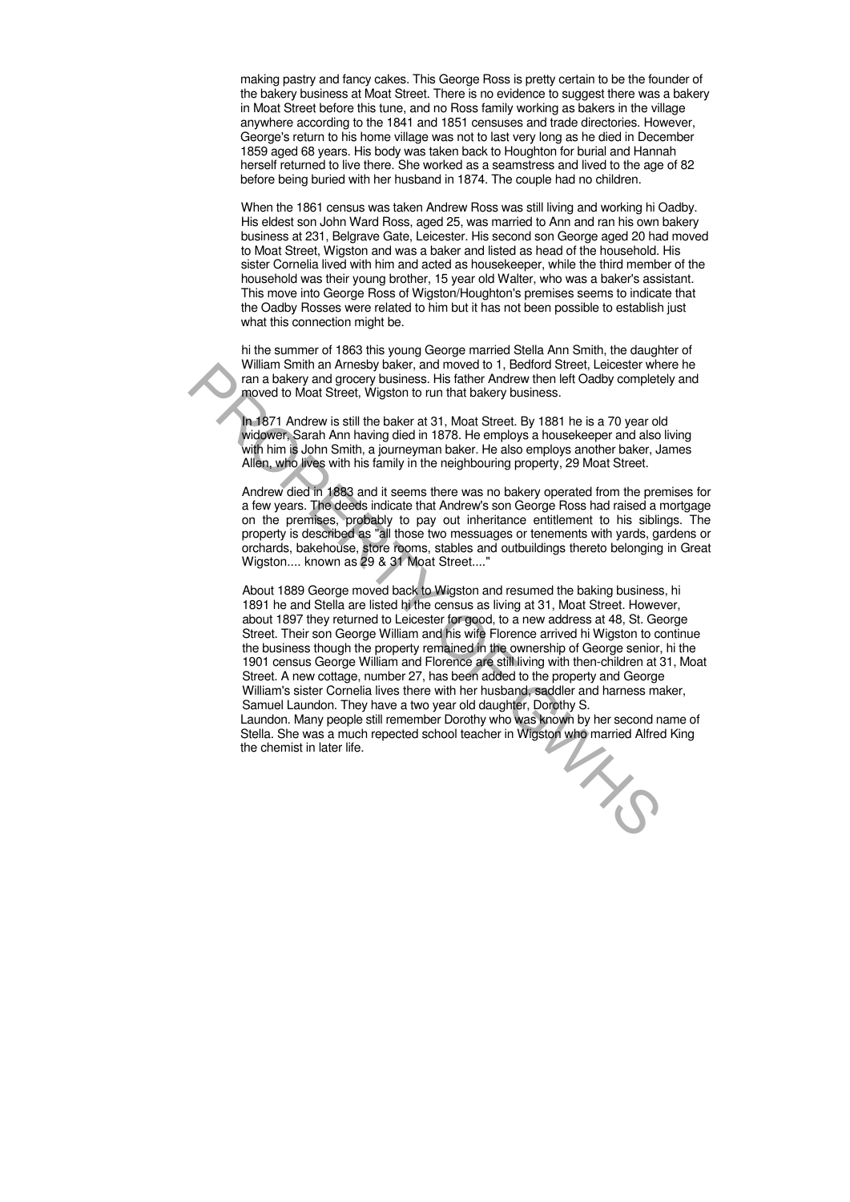making pastry and fancy cakes. This George Ross is pretty certain to be the founder of the bakery business at Moat Street. There is no evidence to suggest there was a bakery in Moat Street before this tune, and no Ross family working as bakers in the village anywhere according to the 1841 and 1851 censuses and trade directories. However, George's return to his home village was not to last very long as he died in December 1859 aged 68 years. His body was taken back to Houghton for burial and Hannah herself returned to live there. She worked as a seamstress and lived to the age of 82 before being buried with her husband in 1874. The couple had no children.

When the 1861 census was taken Andrew Ross was still living and working hi Oadby. His eldest son John Ward Ross, aged 25, was married to Ann and ran his own bakery business at 231, Belgrave Gate, Leicester. His second son George aged 20 had moved to Moat Street, Wigston and was a baker and listed as head of the household. His sister Cornelia lived with him and acted as housekeeper, while the third member of the household was their young brother, 15 year old Walter, who was a baker's assistant. This move into George Ross of Wigston/Houghton's premises seems to indicate that the Oadby Rosses were related to him but it has not been possible to establish just what this connection might be.

hi the summer of 1863 this young George married Stella Ann Smith, the daughter of William Smith an Arnesby baker, and moved to 1, Bedford Street, Leicester where he ran a bakery and grocery business. His father Andrew then left Oadby completely and moved to Moat Street, Wigston to run that bakery business.

In 1871 Andrew is still the baker at 31, Moat Street. By 1881 he is a 70 year old widower, Sarah Ann having died in 1878. He employs a housekeeper and also living with him is John Smith, a journeyman baker. He also employs another baker, James Allen, who lives with his family in the neighbouring property, 29 Moat Street.

Andrew died in 1883 and it seems there was no bakery operated from the premises for a few years. The deeds indicate that Andrew's son George Ross had raised a mortgage on the premises, probably to pay out inheritance entitlement to his siblings. The property is described as "all those two messuages or tenements with yards, gardens or orchards, bakehouse, store rooms, stables and outbuildings thereto belonging in Great Wigston.... known as 29 & 31 Moat Street...."

About 1889 George moved back to Wigston and resumed the baking business, hi 1891 he and Stella are listed hi the census as living at 31, Moat Street. However, about 1897 they returned to Leicester for good, to a new address at 48, St. George Street. Their son George William and his wife Florence arrived hi Wigston to continue the business though the property remained in the ownership of George senior, hi the 1901 census George William and Florence are still living with then-children at 31, Moat Street. A new cottage, number 27, has been added to the property and George William's sister Cornelia lives there with her husband, saddler and harness maker, Samuel Laundon. They have a two year old daughter, Dorothy S. Laundon. Many people still remember Dorothy who was known by her second name of Stella. She was a much repected school teacher in Wigston who married Alfred King the chemist in later life.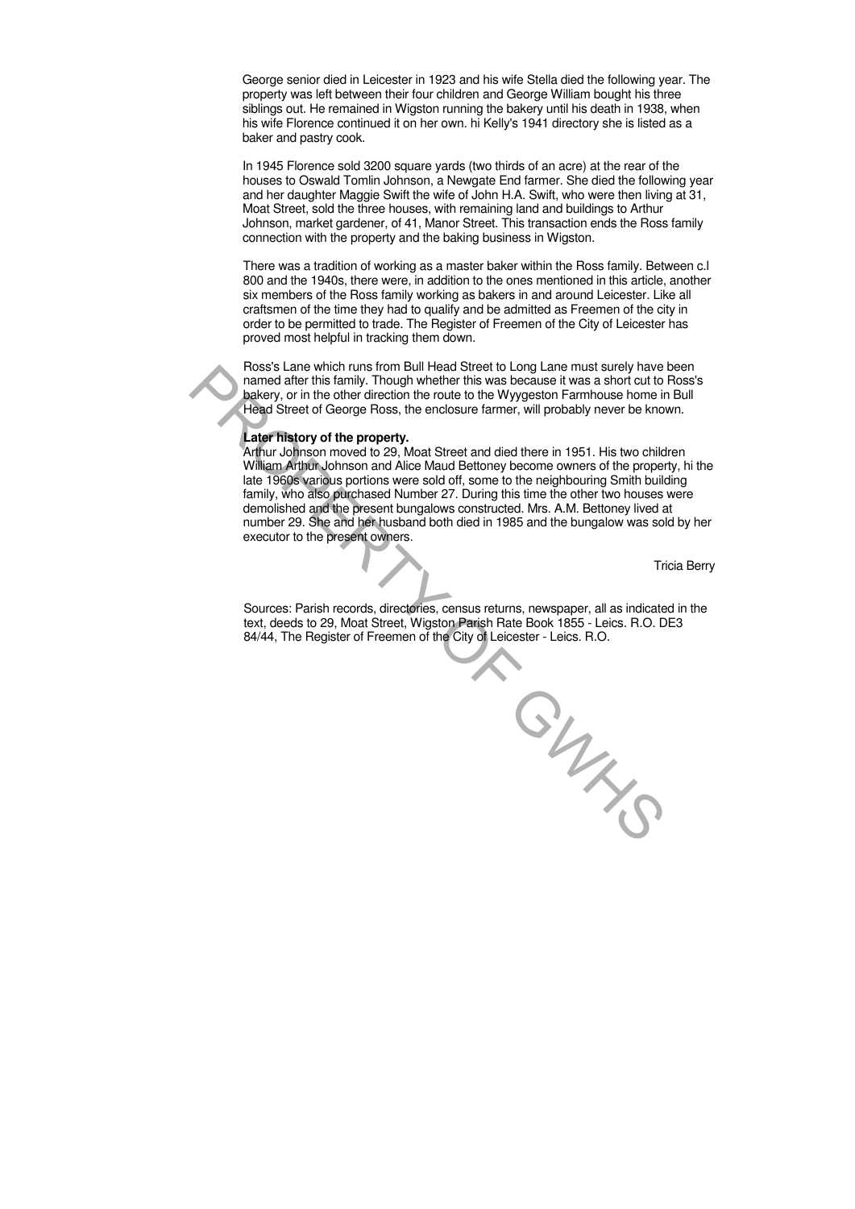George senior died in Leicester in 1923 and his wife Stella died the following year. The property was left between their four children and George William bought his three siblings out. He remained in Wigston running the bakery until his death in 1938, when his wife Florence continued it on her own. hi Kelly's 1941 directory she is listed as a baker and pastry cook.

In 1945 Florence sold 3200 square yards (two thirds of an acre) at the rear of the houses to Oswald Tomlin Johnson, a Newgate End farmer. She died the following year and her daughter Maggie Swift the wife of John H.A. Swift, who were then living at 31, Moat Street, sold the three houses, with remaining land and buildings to Arthur Johnson, market gardener, of 41, Manor Street. This transaction ends the Ross family connection with the property and the baking business in Wigston.

There was a tradition of working as a master baker within the Ross family. Between c.l 800 and the 1940s, there were, in addition to the ones mentioned in this article, another six members of the Ross family working as bakers in and around Leicester. Like all craftsmen of the time they had to qualify and be admitted as Freemen of the city in order to be permitted to trade. The Register of Freemen of the City of Leicester has proved most helpful in tracking them down.

Ross's Lane which runs from Bull Head Street to Long Lane must surely have been named after this family. Though whether this was because it was a short cut to Ross's bakery, or in the other direction the route to the Wyygeston Farmhouse home in Bull Head Street of George Ross, the enclosure farmer, will probably never be known.

**Later history of the property.**
Arthur Johnson moved to 29, Moat Street and died there in 1951. His two children William Arthur Johnson and Alice Maud Bettoney become owners of the property, hi the late 1960s various portions were sold off, some to the neighbouring Smith building family, who also purchased Number 27. During this time the other two houses were demolished and the present bungalows constructed. Mrs. A.M. Bettoney lived at number 29. She and her husband both died in 1985 and the bungalow was sold by her executor to the present owners.

Tricia Berry

Sources: Parish records, directories, census returns, newspaper, all as indicated in the text, deeds to 29, Moat Street, Wigston Parish Rate Book 1855 - Leics. R.O. DE3 84/44, The Register of Freemen of the City of Leicester - Leics. R.O.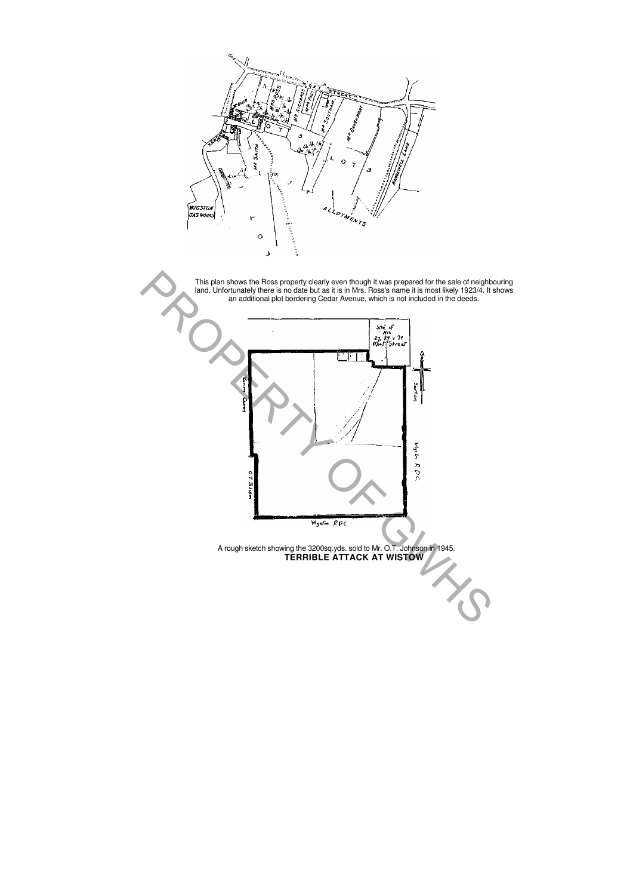This plan shows the Ross property clearly even though it was prepared for the sale of neighbouring land. Unfortunately there is no date but as it is in Mrs. Ross's name it is most likely 1923/4. It shows an additional plot bordering Cedar Avenue, which is not included in the deeds.

A rough sketch showing the 3200sq.yds. sold to Mr. O.T. Johnson in 1945.

**TERRIBLE ATTACK AT WISTOW**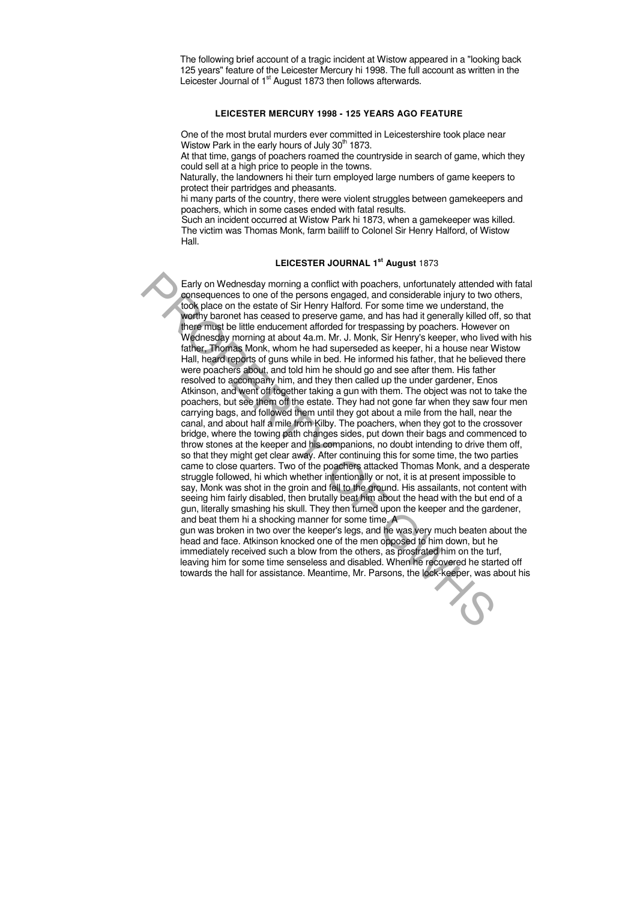The following brief account of a tragic incident at Wistow appeared in a "looking back 125 years" feature of the Leicester Mercury hi 1998. The full account as written in the Leicester Journal of 1st August 1873 then follows afterwards.

### LEICESTER MERCURY 1998 - 125 YEARS AGO FEATURE

One of the most brutal murders ever committed in Leicestershire took place near Wistow Park in the early hours of July 30th 1873.

At that time, gangs of poachers roamed the countryside in search of game, which they could sell at a high price to people in the towns.

Naturally, the landowners hi their turn employed large numbers of game keepers to protect their partridges and pheasants.

hi many parts of the country, there were violent struggles between gamekeepers and poachers, which in some cases ended with fatal results.

Such an incident occurred at Wistow Park hi 1873, when a gamekeeper was killed. The victim was Thomas Monk, farm bailiff to Colonel Sir Henry Halford, of Wistow Hall.

### LEICESTER JOURNAL 1st August 1873

Early on Wednesday morning a conflict with poachers, unfortunately attended with fatal consequences to one of the persons engaged, and considerable injury to two others, took place on the estate of Sir Henry Halford. For some time we understand, the worthy baronet has ceased to preserve game, and has had it generally killed off, so that there must be little enducement afforded for trespassing by poachers. However on Wednesday morning at about 4a.m. Mr. J. Monk, Sir Henry's keeper, who lived with his father, Thomas Monk, whom he had superseded as keeper, hi a house near Wistow Hall, heard reports of guns while in bed. He informed his father, that he believed there were poachers about, and told him he should go and see after them. His father resolved to accompany him, and they then called up the under gardener, Enos Atkinson, and went off together taking a gun with them. The object was not to take the poachers, but see them off the estate. They had not gone far when they saw four men carrying bags, and followed them until they got about a mile from the hall, near the canal, and about half a mile from Kilby. The poachers, when they got to the crossover bridge, where the towing path changes sides, put down their bags and commenced to throw stones at the keeper and his companions, no doubt intending to drive them off, so that they might get clear away. After continuing this for some time, the two parties came to close quarters. Two of the poachers attacked Thomas Monk, and a desperate struggle followed, hi which whether intentionally or not, it is at present impossible to say, Monk was shot in the groin and fell to the ground. His assailants, not content with seeing him fairly disabled, then brutally beat him about the head with the but end of a gun, literally smashing his skull. They then turned upon the keeper and the gardener, and beat them hi a shocking manner for some time. A gun was broken in two over the keeper's legs, and he was very much beaten about the head and face. Atkinson knocked one of the men opposed to him down, but he immediately received such a blow from the others, as prostrated him on the turf, leaving him for some time senseless and disabled. When he recovered he started off towards the hall for assistance. Meantime, Mr. Parsons, the lock-keeper, was about his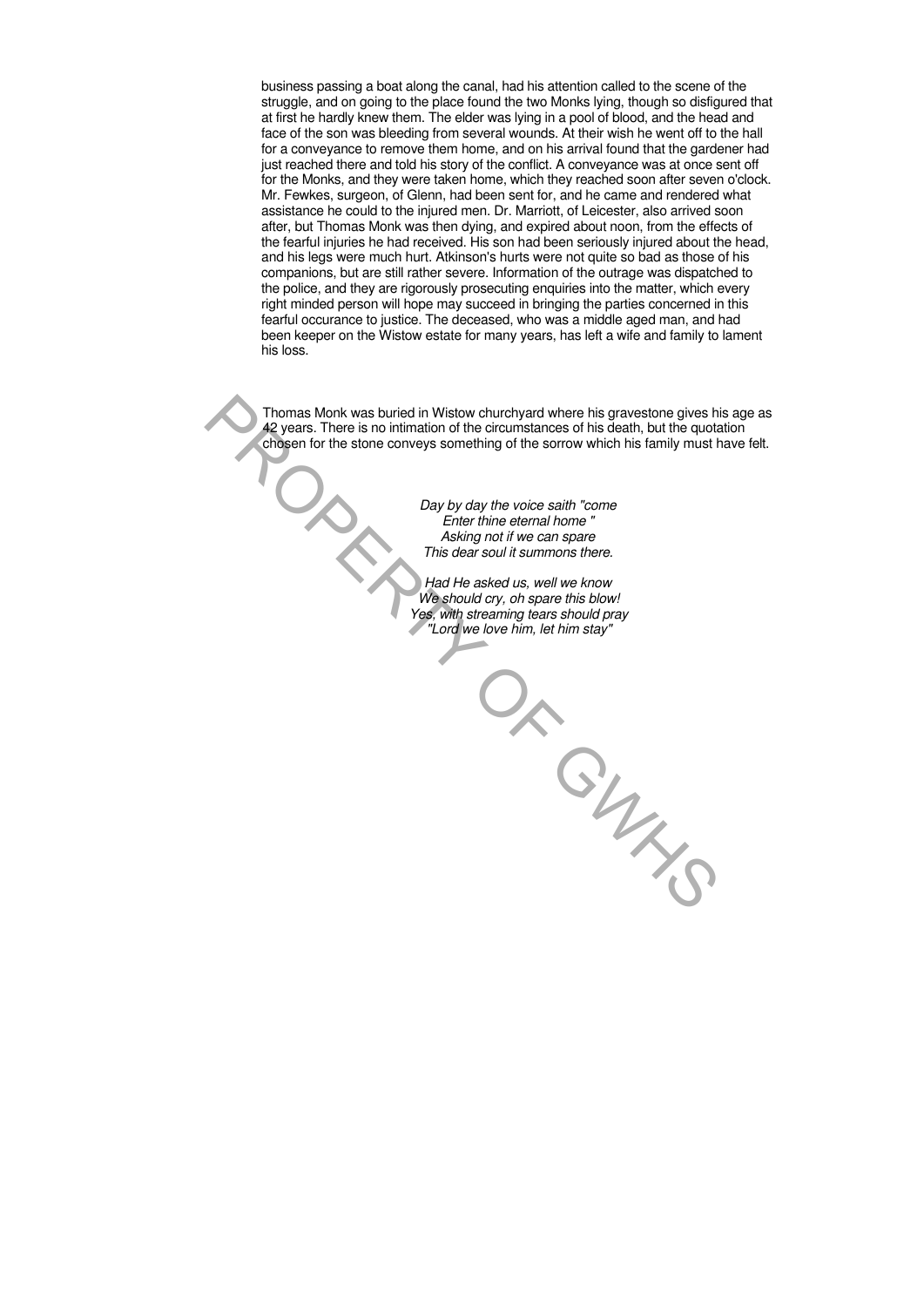business passing a boat along the canal, had his attention called to the scene of the struggle, and on going to the place found the two Monks lying, though so disfigured that at first he hardly knew them. The elder was lying in a pool of blood, and the head and face of the son was bleeding from several wounds. At their wish he went off to the hall for a conveyance to remove them home, and on his arrival found that the gardener had just reached there and told his story of the conflict. A conveyance was at once sent off for the Monks, and they were taken home, which they reached soon after seven o'clock. Mr. Fewkes, surgeon, of Glenn, had been sent for, and he came and rendered what assistance he could to the injured men. Dr. Marriott, of Leicester, also arrived soon after, but Thomas Monk was then dying, and expired about noon, from the effects of the fearful injuries he had received. His son had been seriously injured about the head, and his legs were much hurt. Atkinson's hurts were not quite so bad as those of his companions, but are still rather severe. Information of the outrage was dispatched to the police, and they are rigorously prosecuting enquiries into the matter, which every right minded person will hope may succeed in bringing the parties concerned in this fearful occurance to justice. The deceased, who was a middle aged man, and had been keeper on the Wistow estate for many years, has left a wife and family to lament his loss.

Thomas Monk was buried in Wistow churchyard where his gravestone gives his age as 42 years. There is no intimation of the circumstances of his death, but the quotation chosen for the stone conveys something of the sorrow which his family must have felt.

*Day by day the voice saith "come*
*Enter thine eternal home "*
*Asking not if we can spare*
*This dear soul it summons there.*

*Had He asked us, well we know*
*We should cry, oh spare this blow!*
*Yes, with streaming tears should pray*
*"Lord we love him, let him stay"*